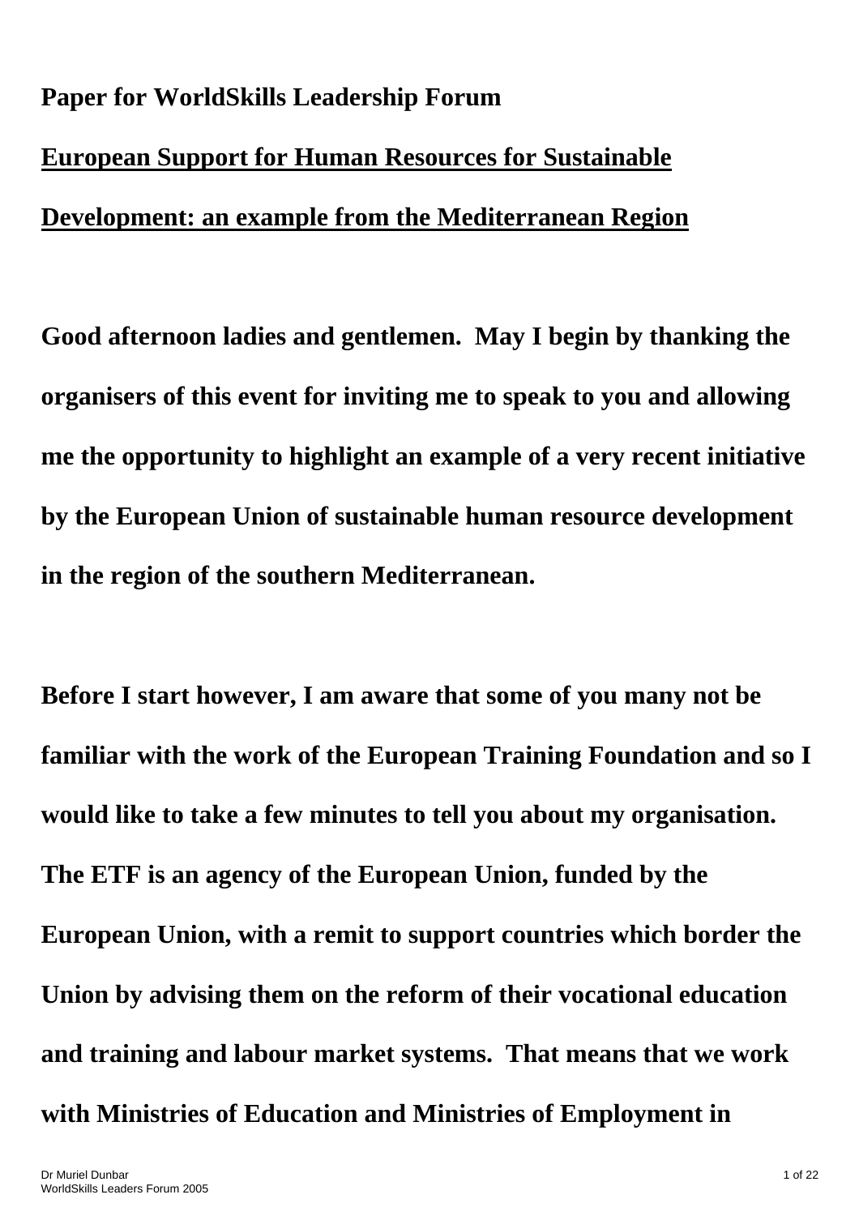**Paper for WorldSkills Leadership Forum**

# European Support for Human Resources for Sustainable Development: an example from the Mediterranean Region

**Good afternoon ladies and gentlemen. May I begin by thanking the organisers of this event for inviting me to speak to you and allowing me the opportunity to highlight an example of a very recent initiative by the European Union of sustainable human resource development in the region of the southern Mediterranean.**

**Before I start however, I am aware that some of you many not be familiar with the work of the European Training Foundation and so I would like to take a few minutes to tell you about my organisation. The ETF is an agency of the European Union, funded by the European Union, with a remit to support countries which border the Union by advising them on the reform of their vocational education and training and labour market systems. That means that we work with Ministries of Education and Ministries of Employment in**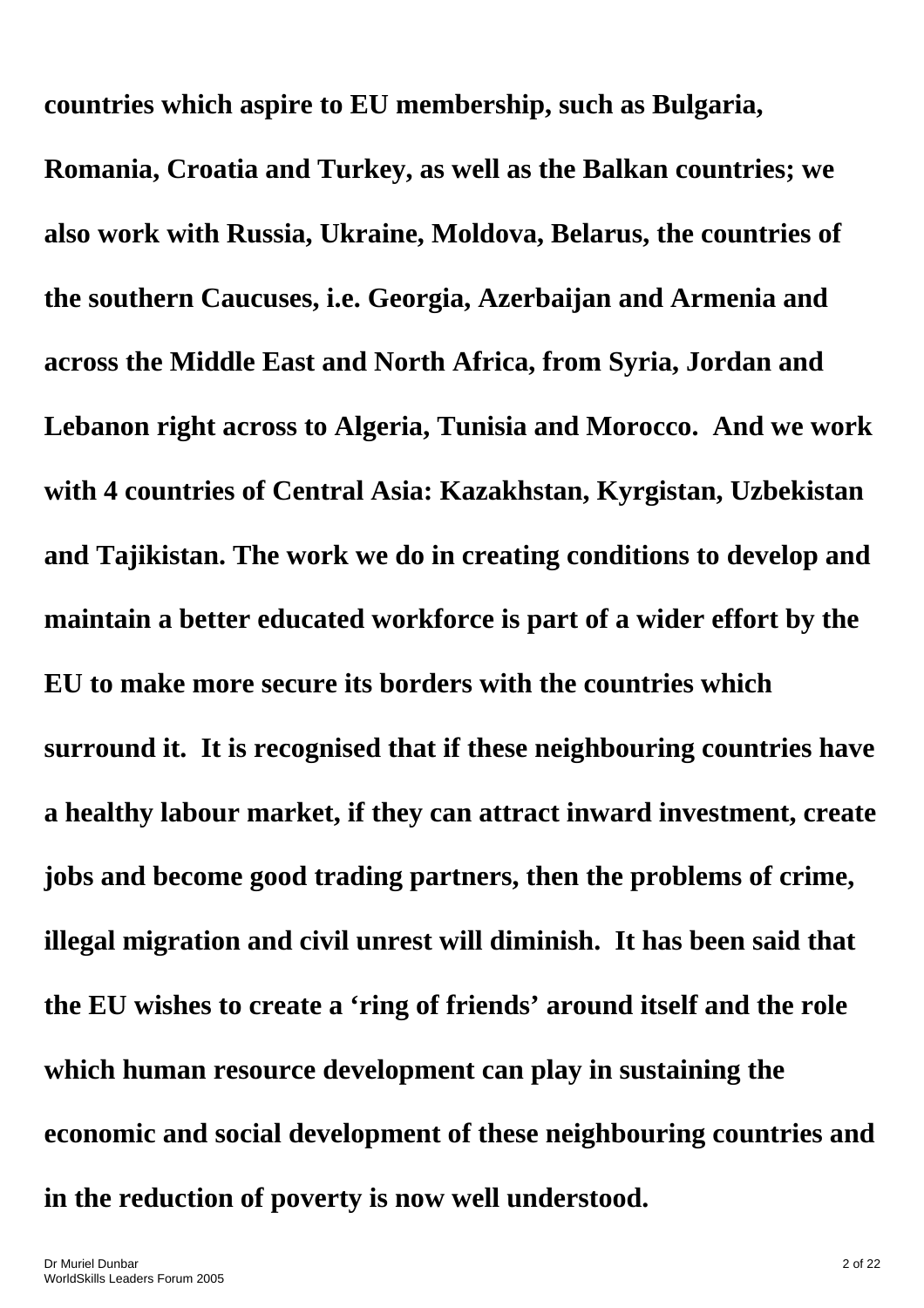**countries which aspire to EU membership, such as Bulgaria, Romania, Croatia and Turkey, as well as the Balkan countries; we also work with Russia, Ukraine, Moldova, Belarus, the countries of the southern Caucuses, i.e. Georgia, Azerbaijan and Armenia and across the Middle East and North Africa, from Syria, Jordan and Lebanon right across to Algeria, Tunisia and Morocco. And we work with 4 countries of Central Asia: Kazakhstan, Kyrgistan, Uzbekistan and Tajikistan. The work we do in creating conditions to develop and maintain a better educated workforce is part of a wider effort by the EU to make more secure its borders with the countries which surround it. It is recognised that if these neighbouring countries have a healthy labour market, if they can attract inward investment, create jobs and become good trading partners, then the problems of crime, illegal migration and civil unrest will diminish. It has been said that the EU wishes to create a 'ring of friends' around itself and the role which human resource development can play in sustaining the economic and social development of these neighbouring countries and in the reduction of poverty is now well understood.**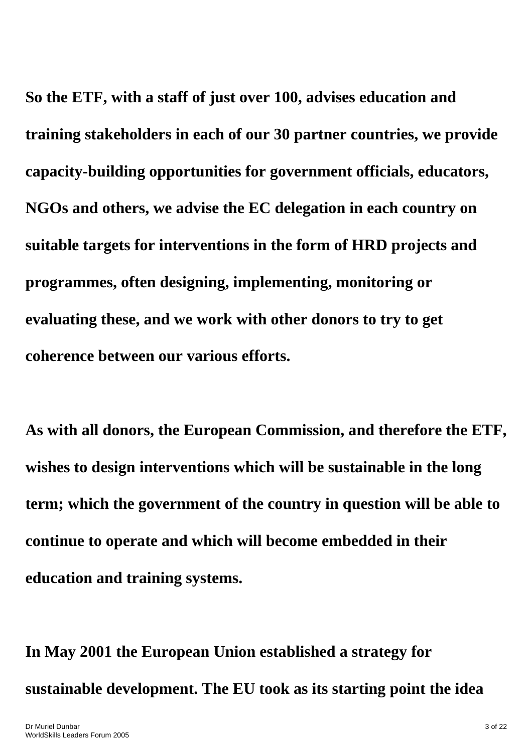**So the ETF, with a staff of just over 100, advises education and training stakeholders in each of our 30 partner countries, we provide capacity-building opportunities for government officials, educators, NGOs and others, we advise the EC delegation in each country on suitable targets for interventions in the form of HRD projects and programmes, often designing, implementing, monitoring or evaluating these, and we work with other donors to try to get coherence between our various efforts.**

**As with all donors, the European Commission, and therefore the ETF, wishes to design interventions which will be sustainable in the long term; which the government of the country in question will be able to continue to operate and which will become embedded in their education and training systems.**

**In May 2001 the European Union established a strategy for sustainable development. The EU took as its starting point the idea**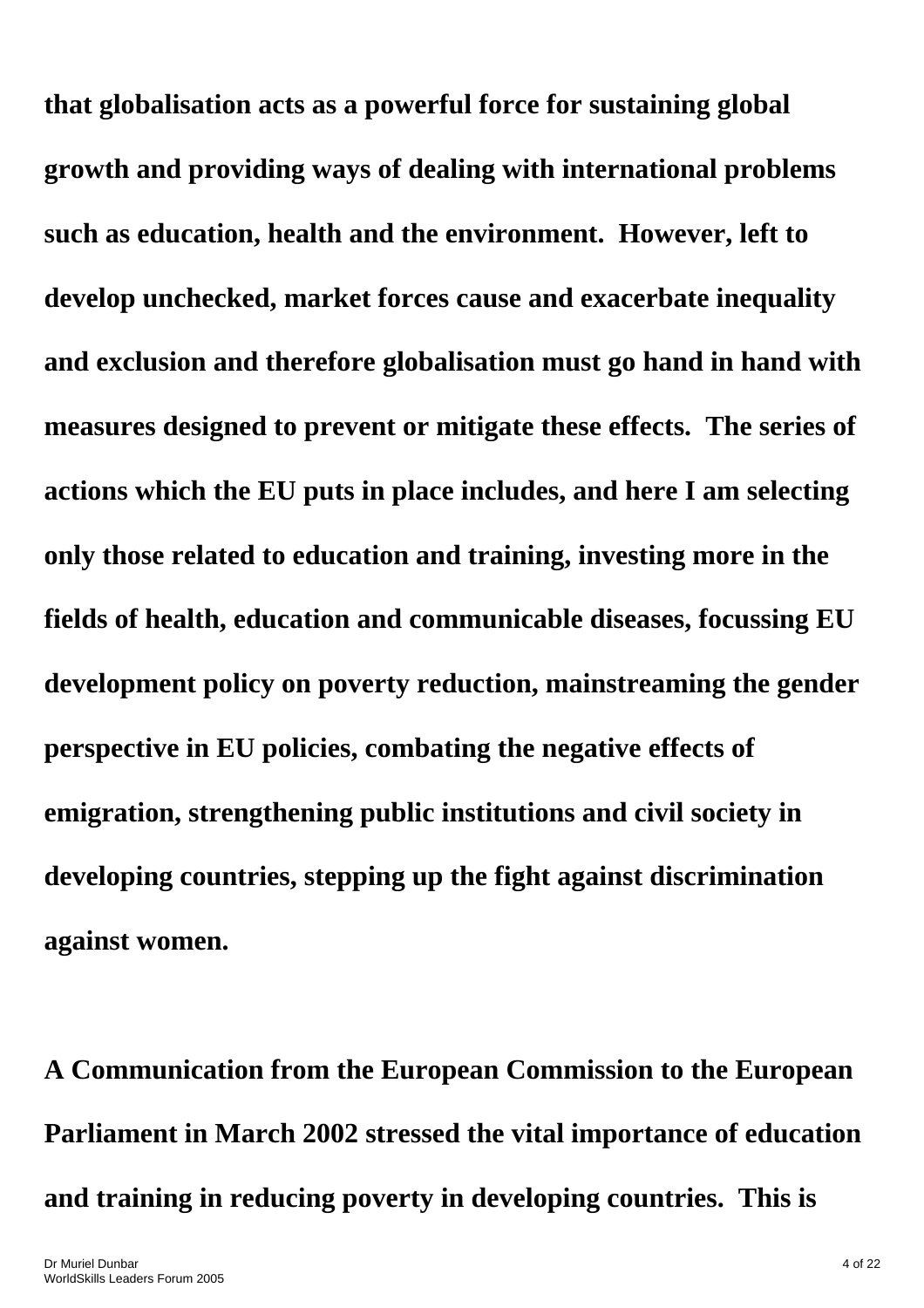**that globalisation acts as a powerful force for sustaining global growth and providing ways of dealing with international problems such as education, health and the environment. However, left to develop unchecked, market forces cause and exacerbate inequality and exclusion and therefore globalisation must go hand in hand with measures designed to prevent or mitigate these effects. The series of actions which the EU puts in place includes, and here I am selecting only those related to education and training, investing more in the fields of health, education and communicable diseases, focussing EU development policy on poverty reduction, mainstreaming the gender perspective in EU policies, combating the negative effects of emigration, strengthening public institutions and civil society in developing countries, stepping up the fight against discrimination against women.**

**A Communication from the European Commission to the European Parliament in March 2002 stressed the vital importance of education and training in reducing poverty in developing countries. This is**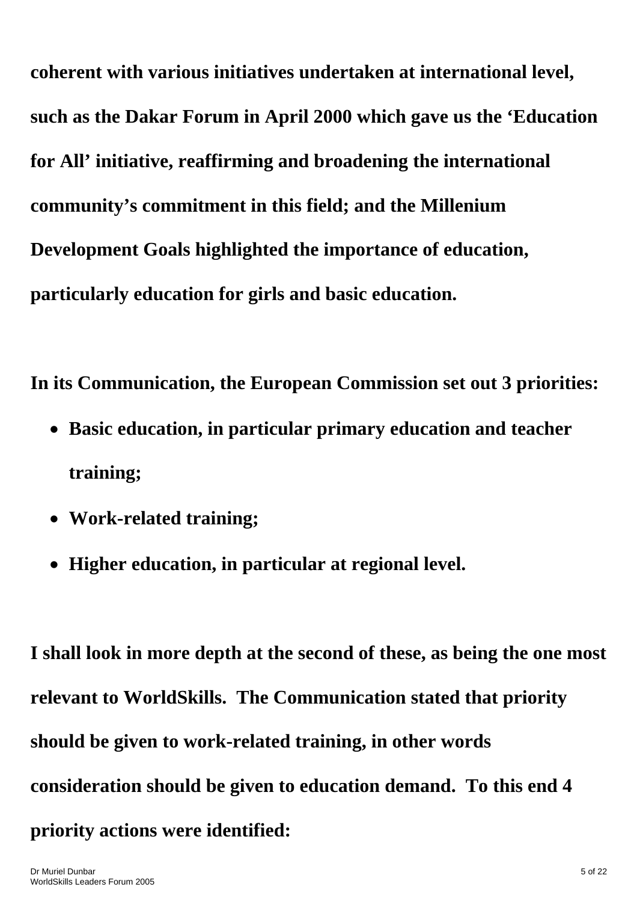**coherent with various initiatives undertaken at international level, such as the Dakar Forum in April 2000 which gave us the 'Education for All' initiative, reaffirming and broadening the international community's commitment in this field; and the Millenium Development Goals highlighted the importance of education, particularly education for girls and basic education.**

**In its Communication, the European Commission set out 3 priorities:**

- **Basic education, in particular primary education and teacher training;**
- **Work-related training;**
- **Higher education, in particular at regional level.**

**I shall look in more depth at the second of these, as being the one most relevant to WorldSkills. The Communication stated that priority should be given to work-related training, in other words consideration should be given to education demand. To this end 4 priority actions were identified:**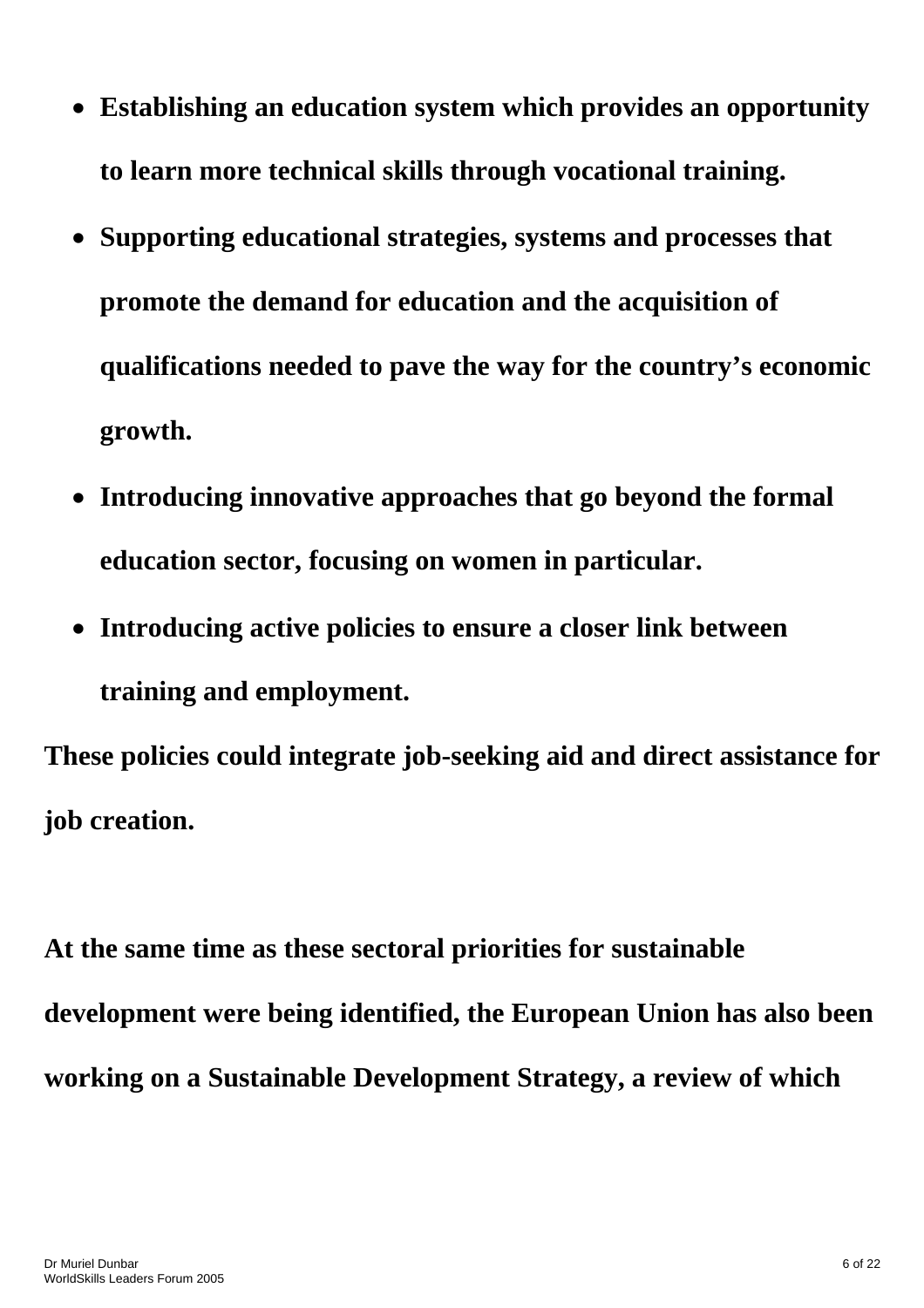- **Establishing an education system which provides an opportunity to learn more technical skills through vocational training.**
- **Supporting educational strategies, systems and processes that promote the demand for education and the acquisition of qualifications needed to pave the way for the country's economic growth.**
- **Introducing innovative approaches that go beyond the formal education sector, focusing on women in particular.**
- **Introducing active policies to ensure a closer link between training and employment.**

**These policies could integrate job-seeking aid and direct assistance for job creation.**

**At the same time as these sectoral priorities for sustainable development were being identified, the European Union has also been working on a Sustainable Development Strategy, a review of which**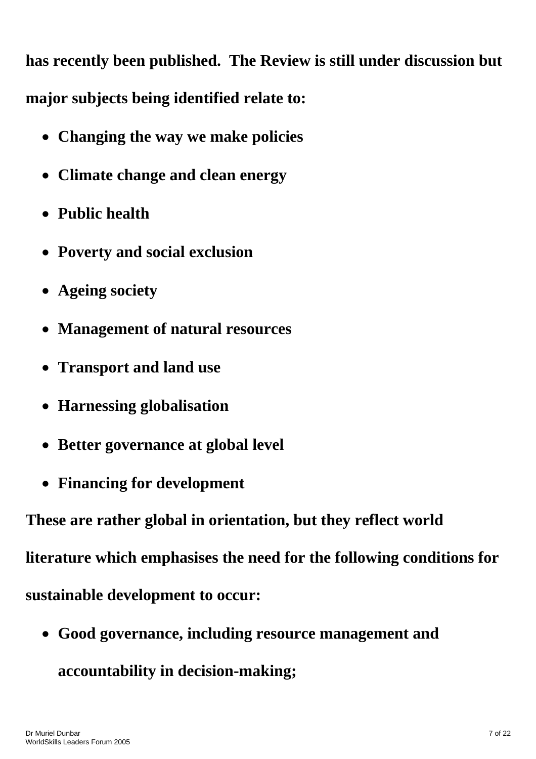**has recently been published. The Review is still under discussion but major subjects being identified relate to:**

- **Changing the way we make policies**
- **Climate change and clean energy**
- **Public health**
- **Poverty and social exclusion**
- **Ageing society**
- **Management of natural resources**
- **Transport and land use**
- **Harnessing globalisation**
- **Better governance at global level**
- **Financing for development**

**These are rather global in orientation, but they reflect world literature which emphasises the need for the following conditions for sustainable development to occur:**

- **Good governance, including resource management and accountability in decision-making;**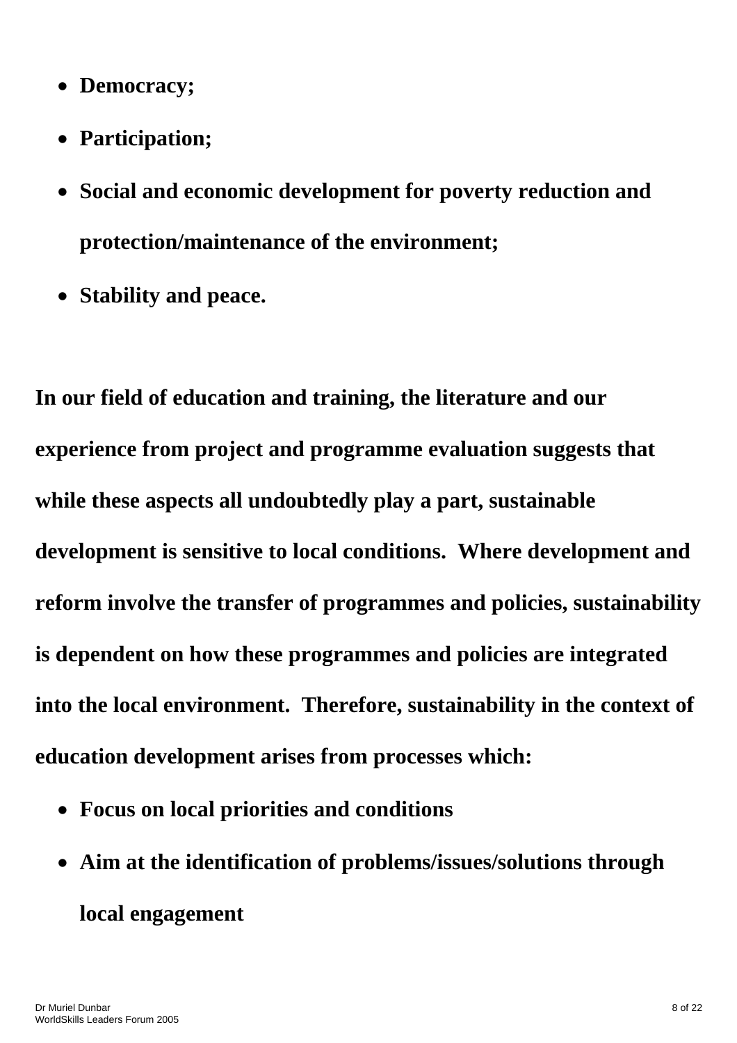- **Democracy;**
- **Participation;**
- **Social and economic development for poverty reduction and protection/maintenance of the environment;**
- **Stability and peace.**

**In our field of education and training, the literature and our experience from project and programme evaluation suggests that while these aspects all undoubtedly play a part, sustainable development is sensitive to local conditions. Where development and reform involve the transfer of programmes and policies, sustainability is dependent on how these programmes and policies are integrated into the local environment. Therefore, sustainability in the context of education development arises from processes which:**

- **Focus on local priorities and conditions**
- **Aim at the identification of problems/issues/solutions through local engagement**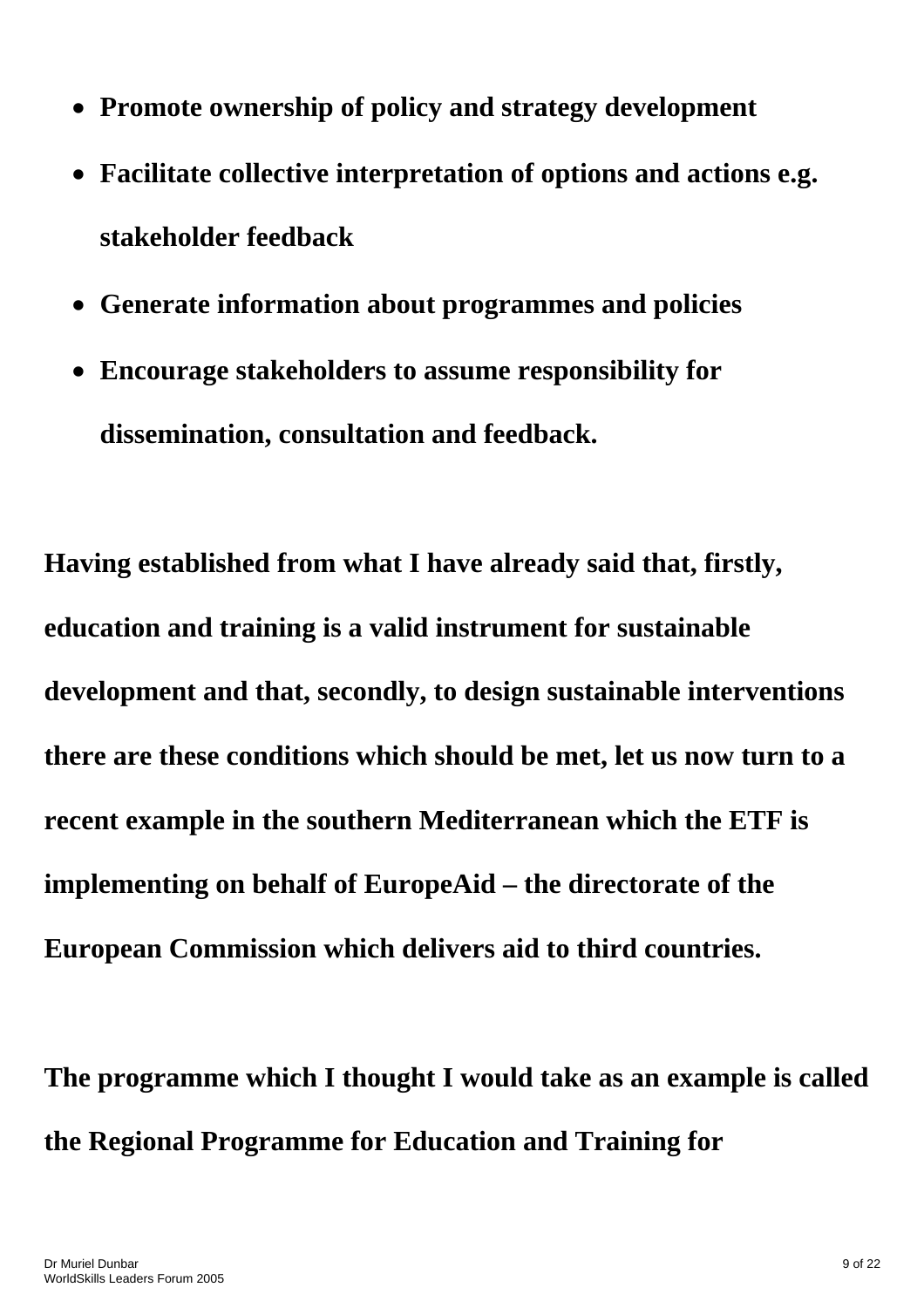- **Promote ownership of policy and strategy development**
- **Facilitate collective interpretation of options and actions e.g. stakeholder feedback**
- **Generate information about programmes and policies**
- **Encourage stakeholders to assume responsibility for dissemination, consultation and feedback.**

**Having established from what I have already said that, firstly, education and training is a valid instrument for sustainable development and that, secondly, to design sustainable interventions there are these conditions which should be met, let us now turn to a recent example in the southern Mediterranean which the ETF is implementing on behalf of EuropeAid – the directorate of the European Commission which delivers aid to third countries.**

**The programme which I thought I would take as an example is called the Regional Programme for Education and Training for**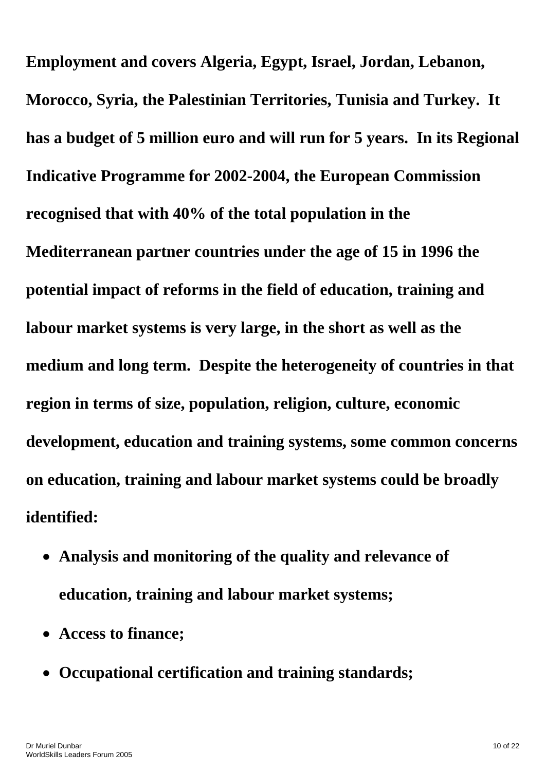**Employment and covers Algeria, Egypt, Israel, Jordan, Lebanon, Morocco, Syria, the Palestinian Territories, Tunisia and Turkey. It has a budget of 5 million euro and will run for 5 years. In its Regional Indicative Programme for 2002-2004, the European Commission recognised that with 40% of the total population in the Mediterranean partner countries under the age of 15 in 1996 the potential impact of reforms in the field of education, training and labour market systems is very large, in the short as well as the medium and long term. Despite the heterogeneity of countries in that region in terms of size, population, religion, culture, economic development, education and training systems, some common concerns on education, training and labour market systems could be broadly identified:**

- **Analysis and monitoring of the quality and relevance of education, training and labour market systems;**
- **Access to finance;**
- **Occupational certification and training standards;**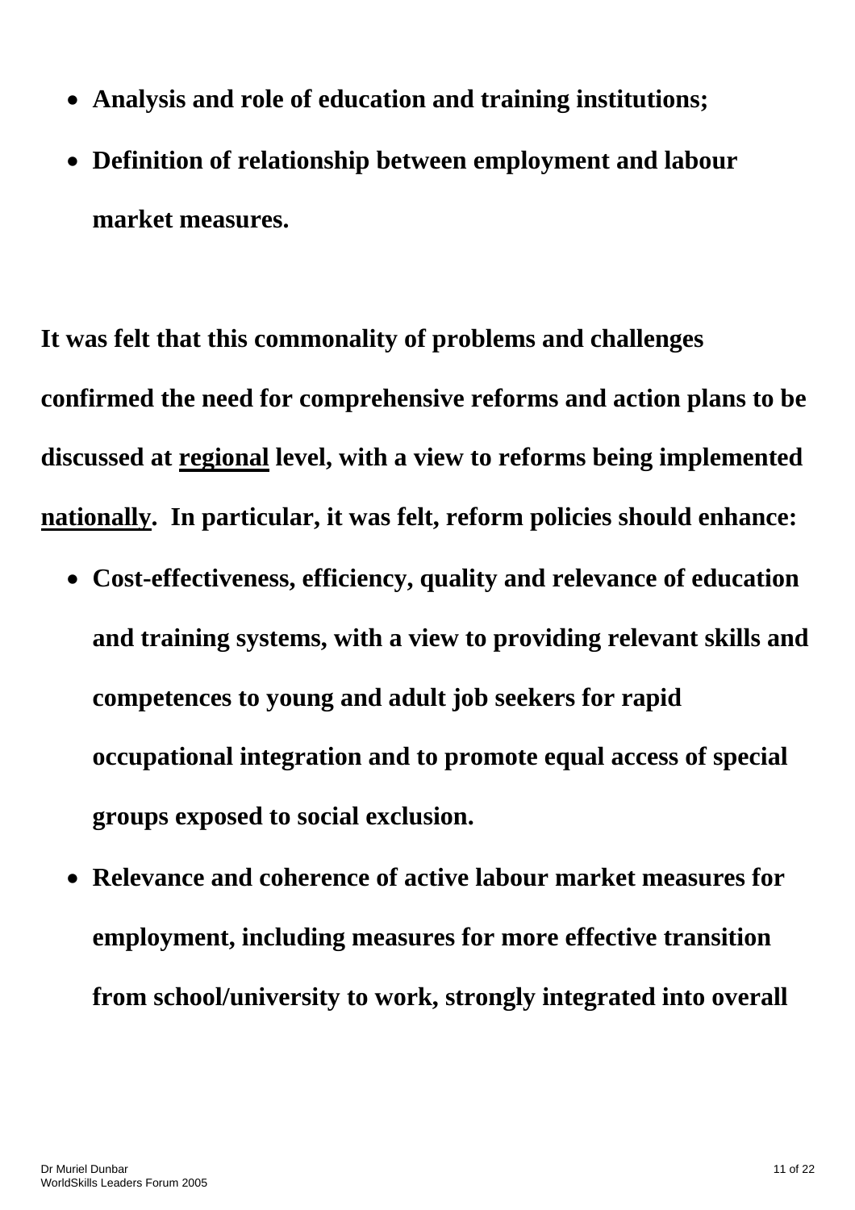- **Analysis and role of education and training institutions;**
- **Definition of relationship between employment and labour market measures.**

**It was felt that this commonality of problems and challenges confirmed the need for comprehensive reforms and action plans to be discussed at <u>regional</u> level, with a view to reforms being implemented <u>nationally</u>. In particular, it was felt, reform policies should enhance:**

- **Cost-effectiveness, efficiency, quality and relevance of education and training systems, with a view to providing relevant skills and competences to young and adult job seekers for rapid occupational integration and to promote equal access of special groups exposed to social exclusion.**
- **Relevance and coherence of active labour market measures for employment, including measures for more effective transition from school/university to work, strongly integrated into overall**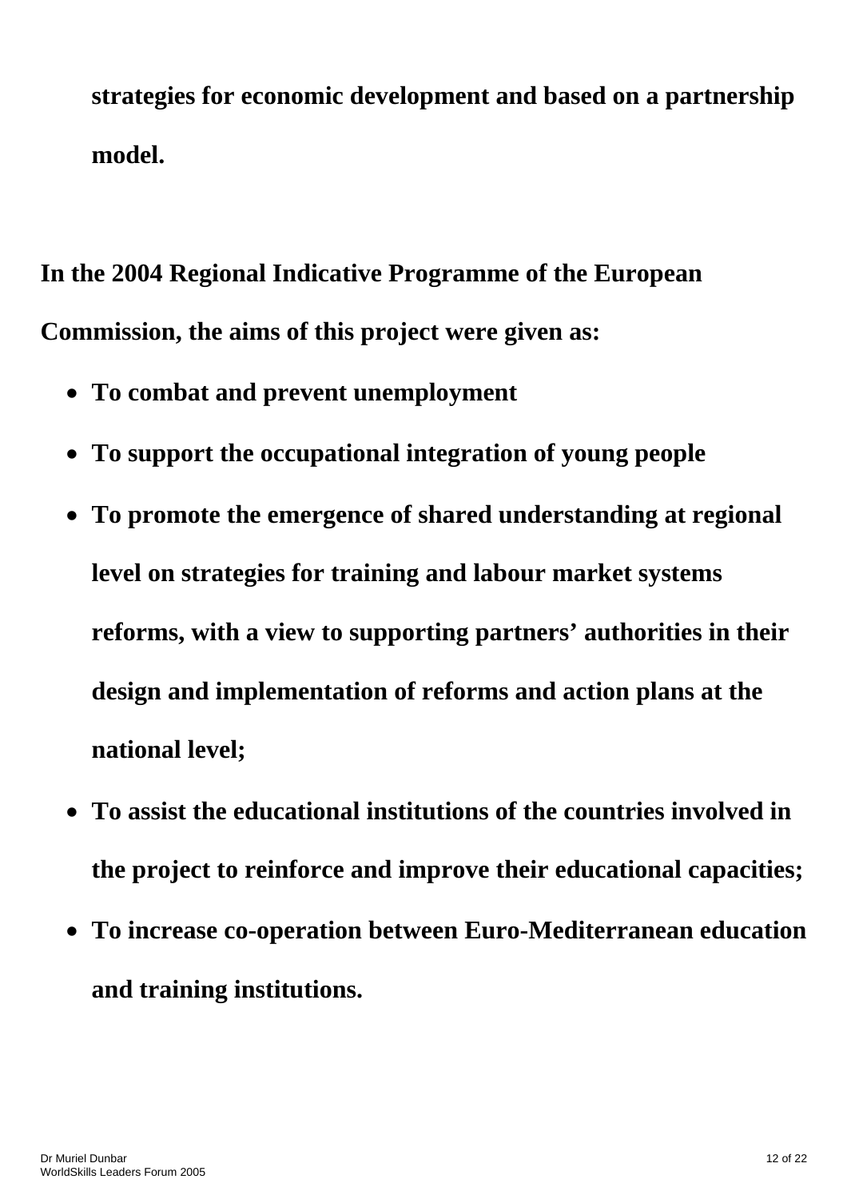**strategies for economic development and based on a partnership model.**

**In the 2004 Regional Indicative Programme of the European Commission, the aims of this project were given as:**

- **To combat and prevent unemployment**
- **To support the occupational integration of young people**
- **To promote the emergence of shared understanding at regional level on strategies for training and labour market systems reforms, with a view to supporting partners' authorities in their design and implementation of reforms and action plans at the national level;**
- **To assist the educational institutions of the countries involved in the project to reinforce and improve their educational capacities;**
- **To increase co-operation between Euro-Mediterranean education and training institutions.**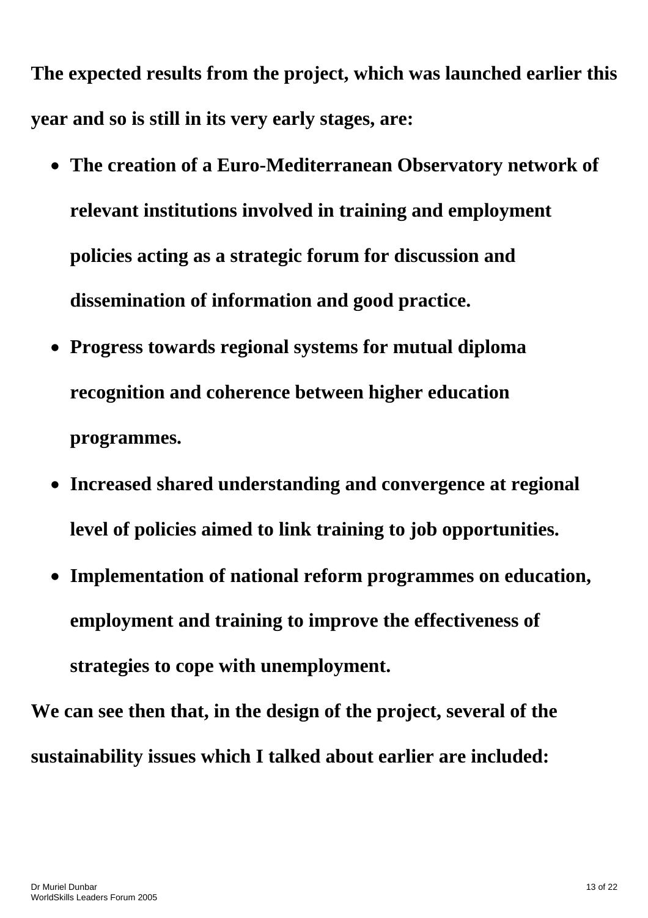**The expected results from the project, which was launched earlier this year and so is still in its very early stages, are:**

- **The creation of a Euro-Mediterranean Observatory network of relevant institutions involved in training and employment policies acting as a strategic forum for discussion and dissemination of information and good practice.**
- **Progress towards regional systems for mutual diploma recognition and coherence between higher education programmes.**
- **Increased shared understanding and convergence at regional level of policies aimed to link training to job opportunities.**
- **Implementation of national reform programmes on education, employment and training to improve the effectiveness of strategies to cope with unemployment.**

**We can see then that, in the design of the project, several of the sustainability issues which I talked about earlier are included:**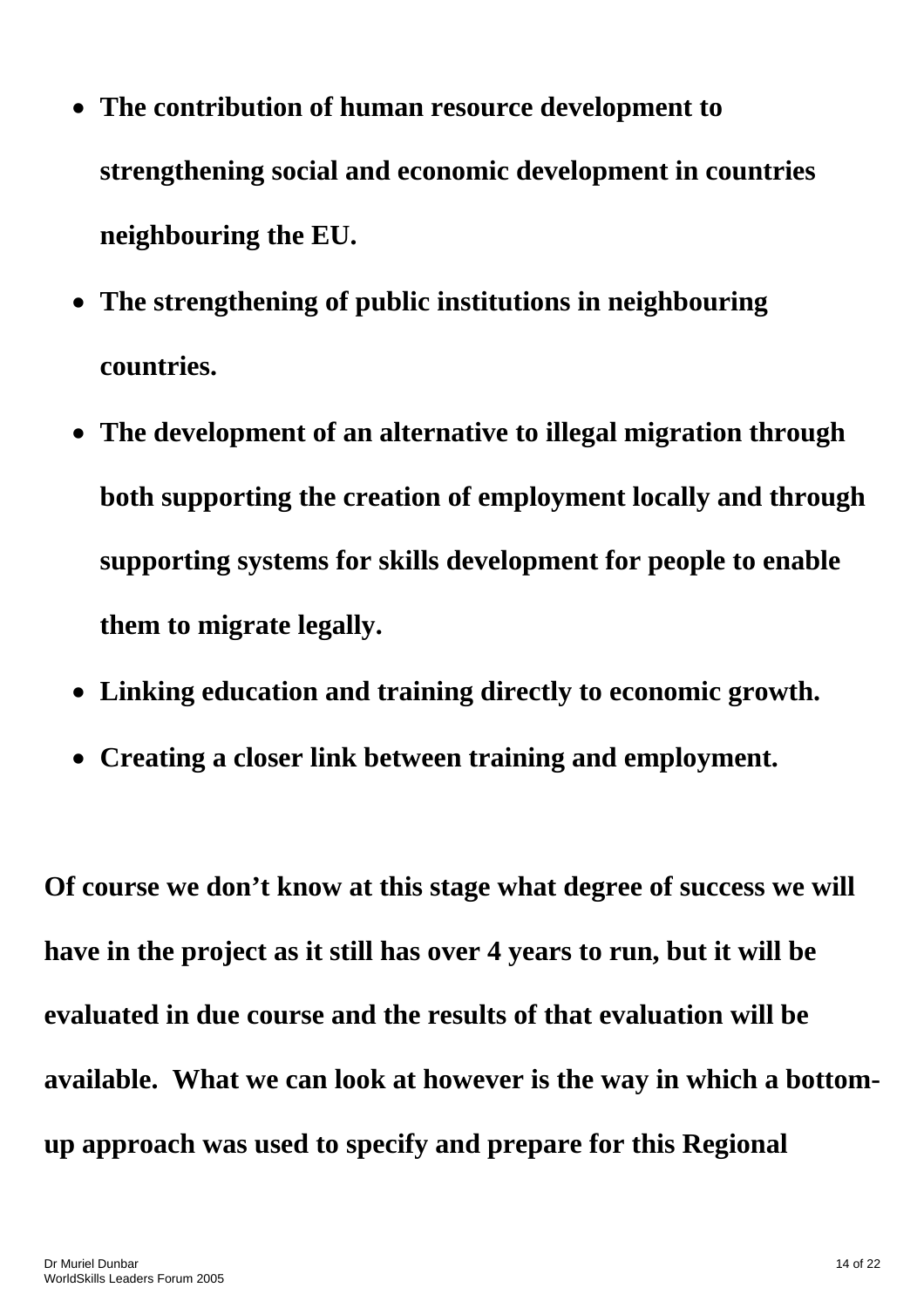- **The contribution of human resource development to strengthening social and economic development in countries neighbouring the EU.**
- **The strengthening of public institutions in neighbouring countries.**
- **The development of an alternative to illegal migration through both supporting the creation of employment locally and through supporting systems for skills development for people to enable them to migrate legally.**
- **Linking education and training directly to economic growth.**
- **Creating a closer link between training and employment.**

**Of course we don't know at this stage what degree of success we will have in the project as it still has over 4 years to run, but it will be evaluated in due course and the results of that evaluation will be available. What we can look at however is the way in which a bottom-up approach was used to specify and prepare for this Regional**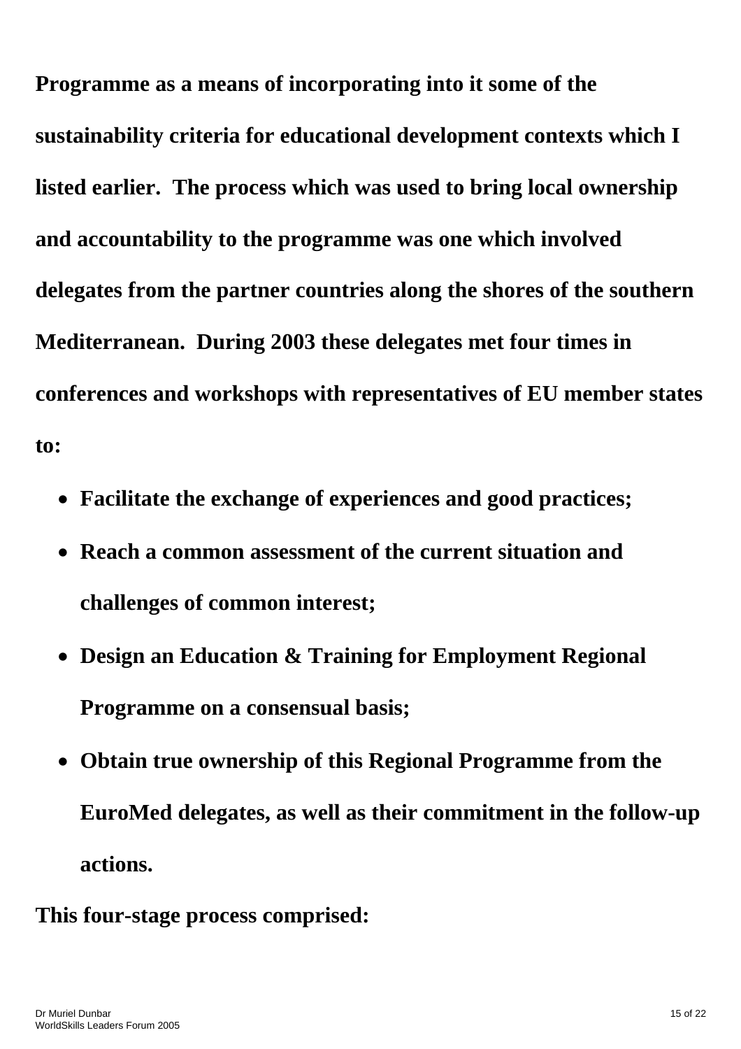**Programme as a means of incorporating into it some of the sustainability criteria for educational development contexts which I listed earlier. The process which was used to bring local ownership and accountability to the programme was one which involved delegates from the partner countries along the shores of the southern Mediterranean. During 2003 these delegates met four times in conferences and workshops with representatives of EU member states to:**

- **Facilitate the exchange of experiences and good practices;**
- **Reach a common assessment of the current situation and challenges of common interest;**
- **Design an Education & Training for Employment Regional Programme on a consensual basis;**
- **Obtain true ownership of this Regional Programme from the EuroMed delegates, as well as their commitment in the follow-up actions.**

**This four-stage process comprised:**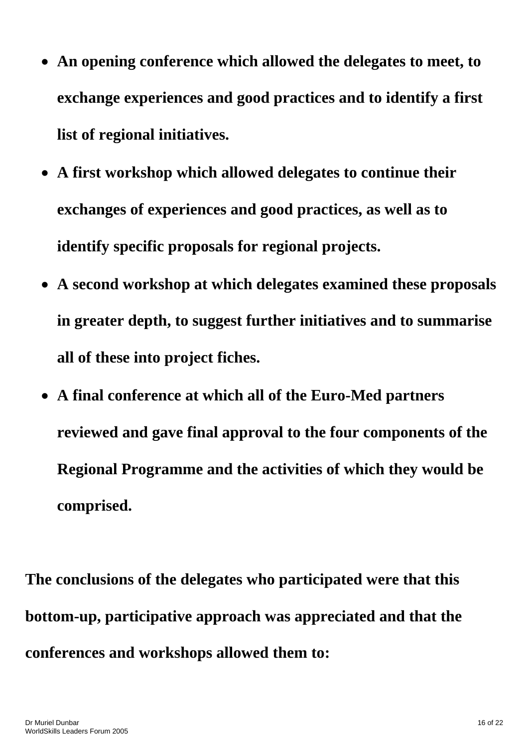- **An opening conference which allowed the delegates to meet, to exchange experiences and good practices and to identify a first list of regional initiatives.**
- **A first workshop which allowed delegates to continue their exchanges of experiences and good practices, as well as to identify specific proposals for regional projects.**
- **A second workshop at which delegates examined these proposals in greater depth, to suggest further initiatives and to summarise all of these into project fiches.**
- **A final conference at which all of the Euro-Med partners reviewed and gave final approval to the four components of the Regional Programme and the activities of which they would be comprised.**

**The conclusions of the delegates who participated were that this bottom-up, participative approach was appreciated and that the conferences and workshops allowed them to:**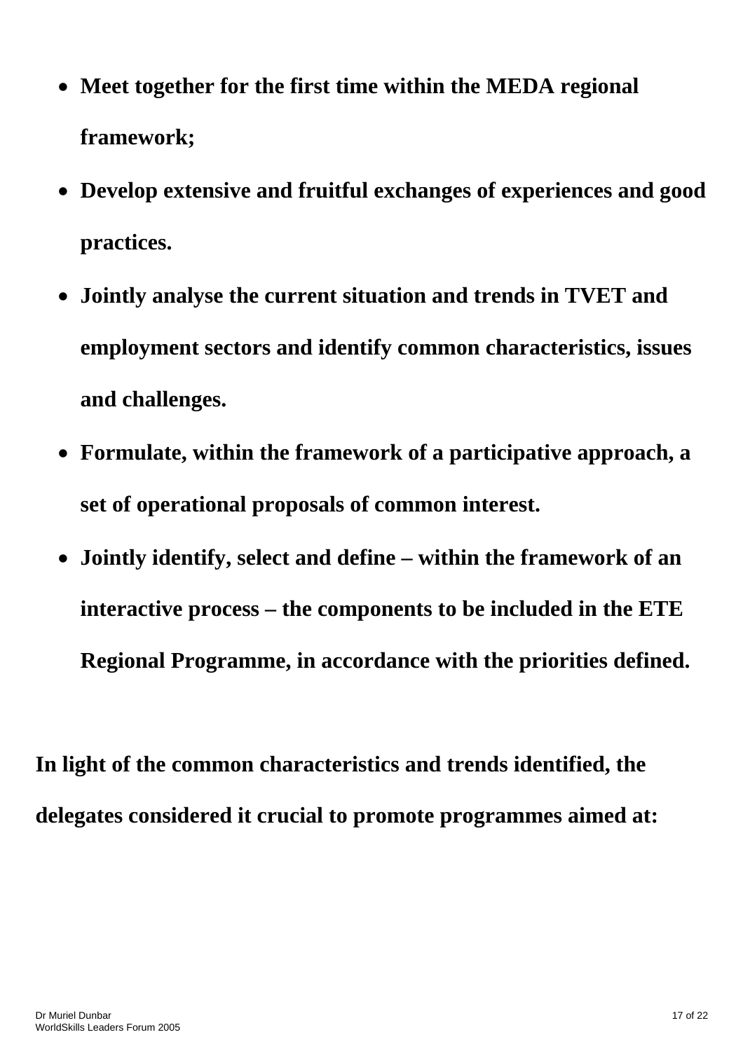- **Meet together for the first time within the MEDA regional framework;**
- **Develop extensive and fruitful exchanges of experiences and good practices.**
- **Jointly analyse the current situation and trends in TVET and employment sectors and identify common characteristics, issues and challenges.**
- **Formulate, within the framework of a participative approach, a set of operational proposals of common interest.**
- **Jointly identify, select and define – within the framework of an interactive process – the components to be included in the ETE Regional Programme, in accordance with the priorities defined.**

**In light of the common characteristics and trends identified, the delegates considered it crucial to promote programmes aimed at:**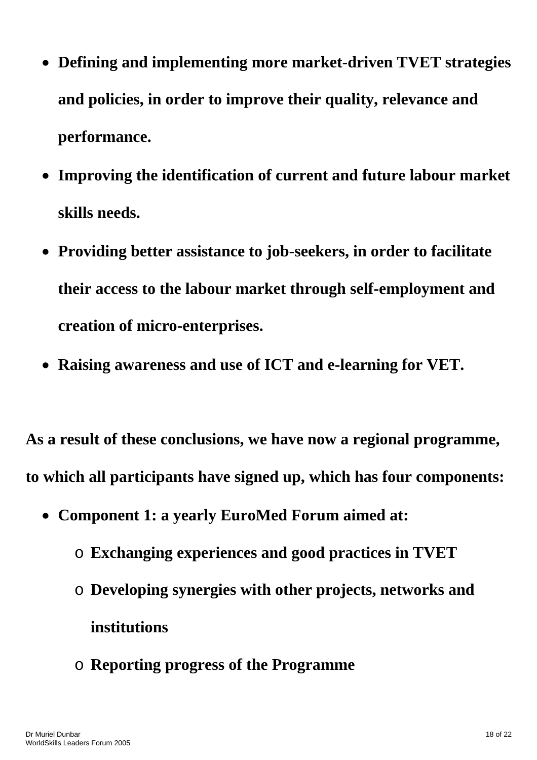- **Defining and implementing more market-driven TVET strategies and policies, in order to improve their quality, relevance and performance.**
- **Improving the identification of current and future labour market skills needs.**
- **Providing better assistance to job-seekers, in order to facilitate their access to the labour market through self-employment and creation of micro-enterprises.**
- **Raising awareness and use of ICT and e-learning for VET.**

**As a result of these conclusions, we have now a regional programme, to which all participants have signed up, which has four components:**

- **Component 1: a yearly EuroMed Forum aimed at:**
  - **Exchanging experiences and good practices in TVET**
  - **Developing synergies with other projects, networks and institutions**
  - **Reporting progress of the Programme**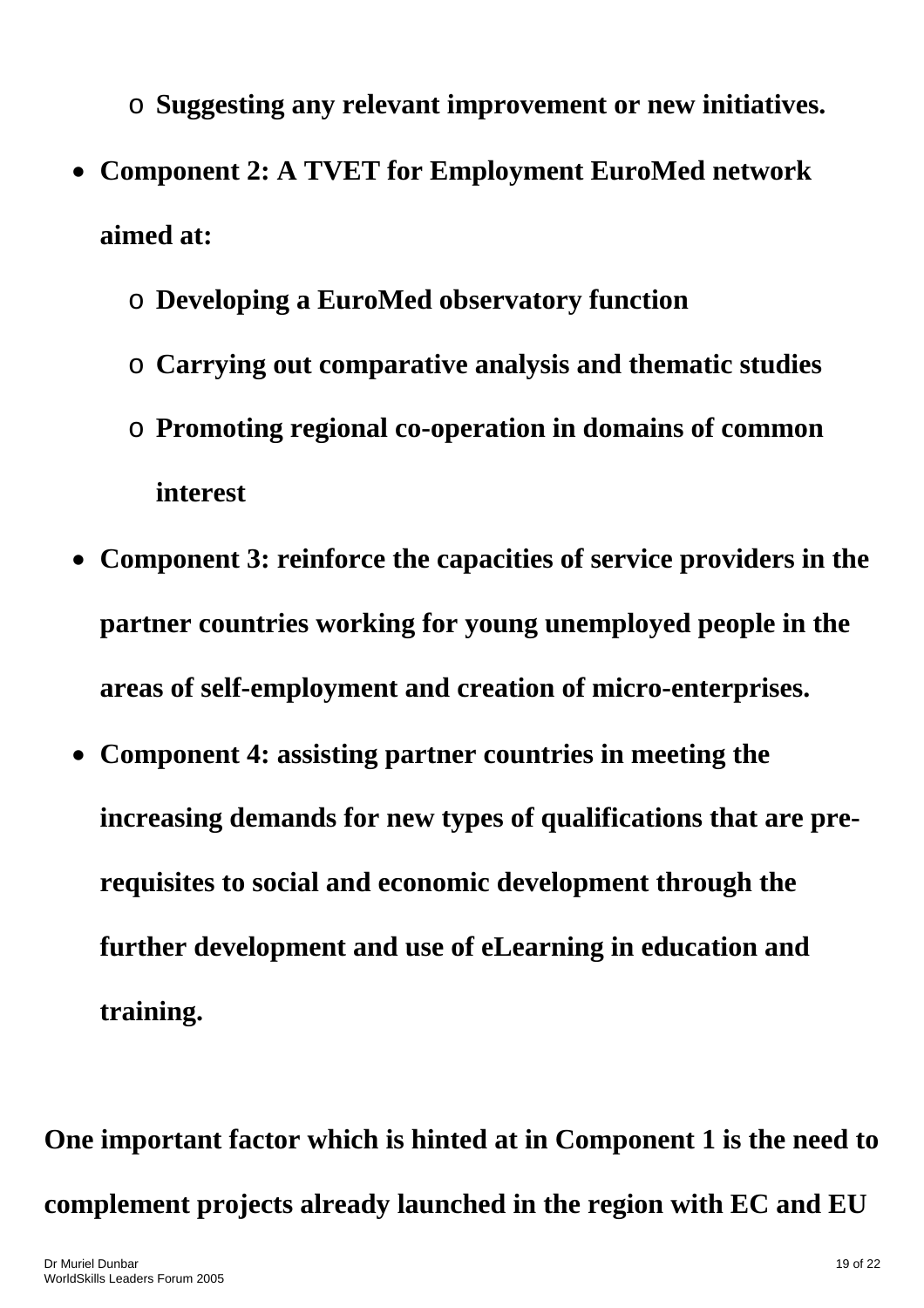- **Suggesting any relevant improvement or new initiatives.**
- **Component 2: A TVET for Employment EuroMed network aimed at:**
  - **Developing a EuroMed observatory function**
  - **Carrying out comparative analysis and thematic studies**
  - **Promoting regional co-operation in domains of common interest**
- **Component 3: reinforce the capacities of service providers in the partner countries working for young unemployed people in the areas of self-employment and creation of micro-enterprises.**
- **Component 4: assisting partner countries in meeting the increasing demands for new types of qualifications that are pre-requisites to social and economic development through the further development and use of eLearning in education and training.**

**One important factor which is hinted at in Component 1 is the need to complement projects already launched in the region with EC and EU**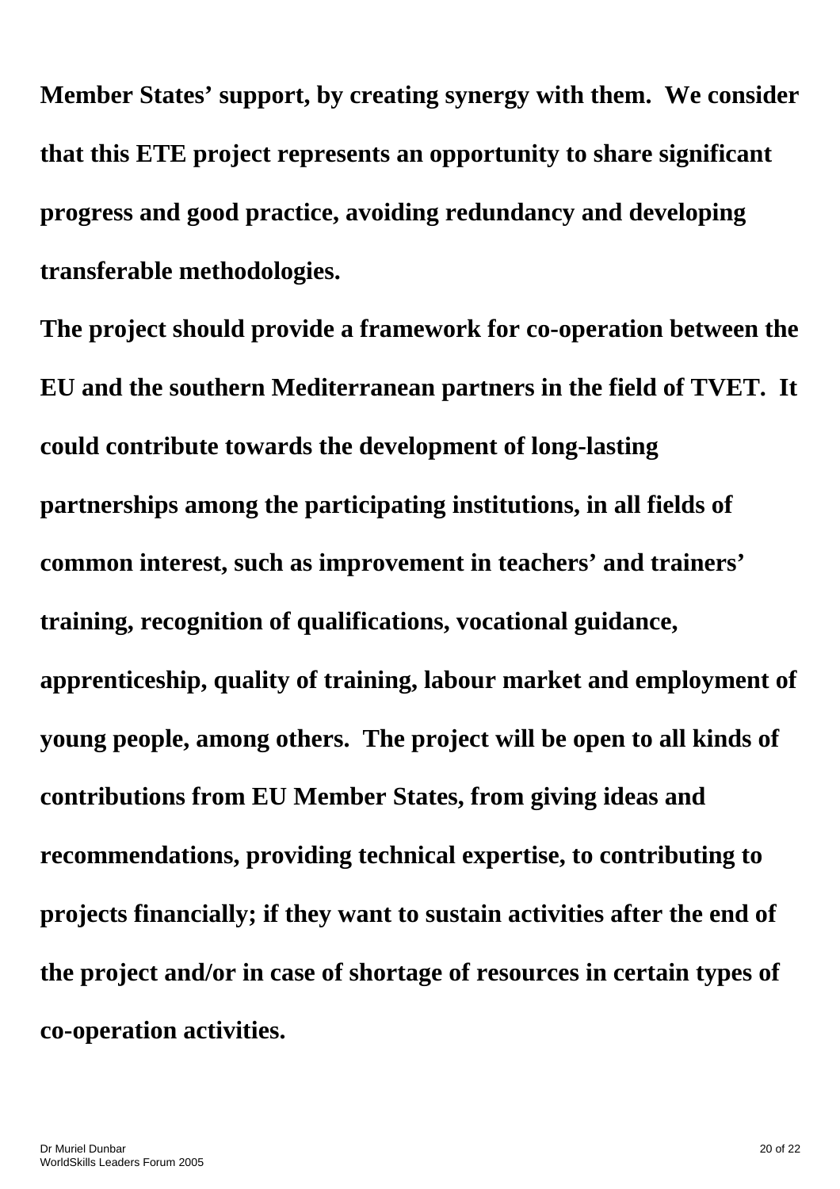**Member States' support, by creating synergy with them. We consider that this ETE project represents an opportunity to share significant progress and good practice, avoiding redundancy and developing transferable methodologies.**

**The project should provide a framework for co-operation between the EU and the southern Mediterranean partners in the field of TVET. It could contribute towards the development of long-lasting partnerships among the participating institutions, in all fields of common interest, such as improvement in teachers' and trainers' training, recognition of qualifications, vocational guidance, apprenticeship, quality of training, labour market and employment of young people, among others. The project will be open to all kinds of contributions from EU Member States, from giving ideas and recommendations, providing technical expertise, to contributing to projects financially; if they want to sustain activities after the end of the project and/or in case of shortage of resources in certain types of co-operation activities.**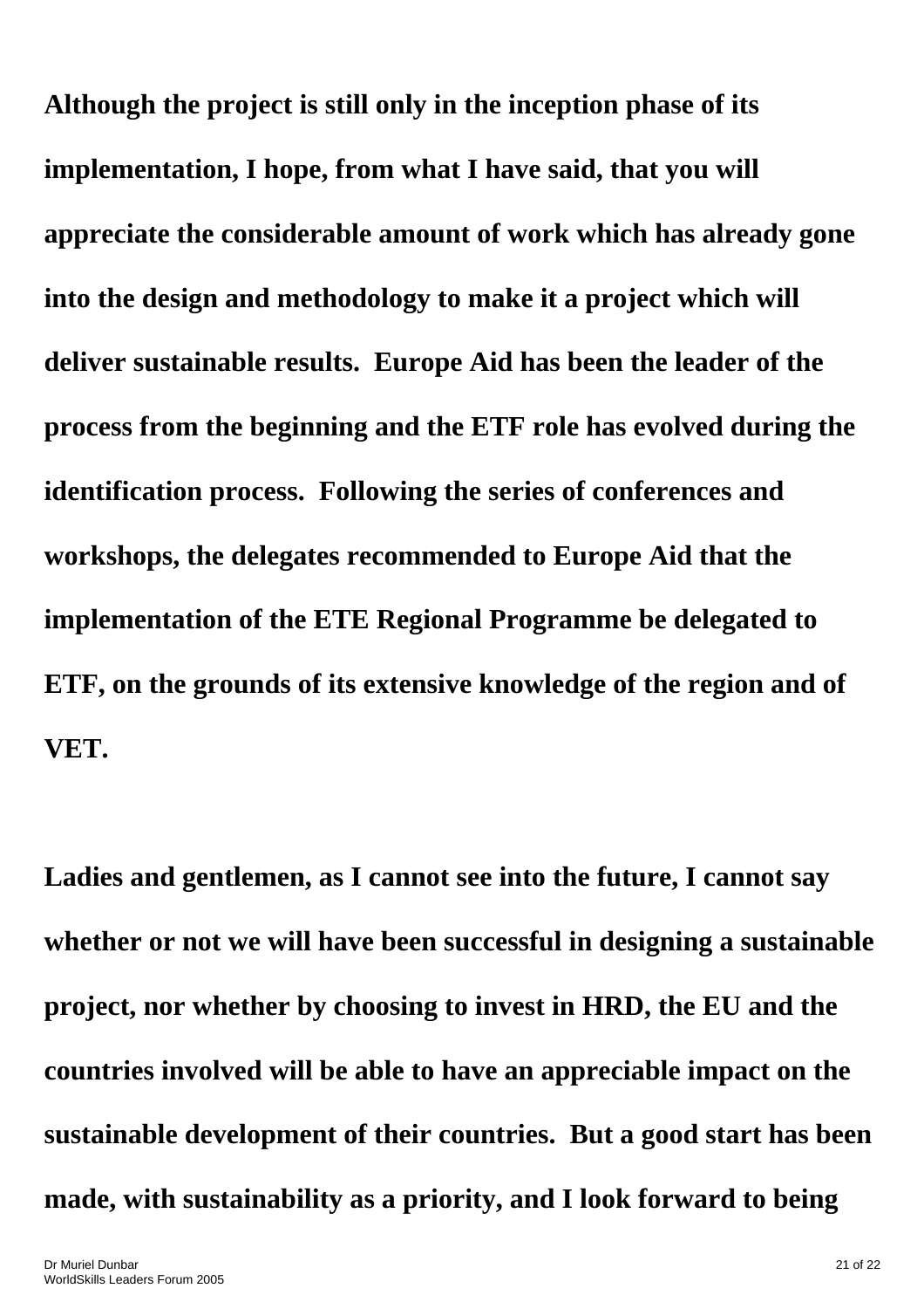**Although the project is still only in the inception phase of its implementation, I hope, from what I have said, that you will appreciate the considerable amount of work which has already gone into the design and methodology to make it a project which will deliver sustainable results. Europe Aid has been the leader of the process from the beginning and the ETF role has evolved during the identification process. Following the series of conferences and workshops, the delegates recommended to Europe Aid that the implementation of the ETE Regional Programme be delegated to ETF, on the grounds of its extensive knowledge of the region and of VET.**

**Ladies and gentlemen, as I cannot see into the future, I cannot say whether or not we will have been successful in designing a sustainable project, nor whether by choosing to invest in HRD, the EU and the countries involved will be able to have an appreciable impact on the sustainable development of their countries. But a good start has been made, with sustainability as a priority, and I look forward to being**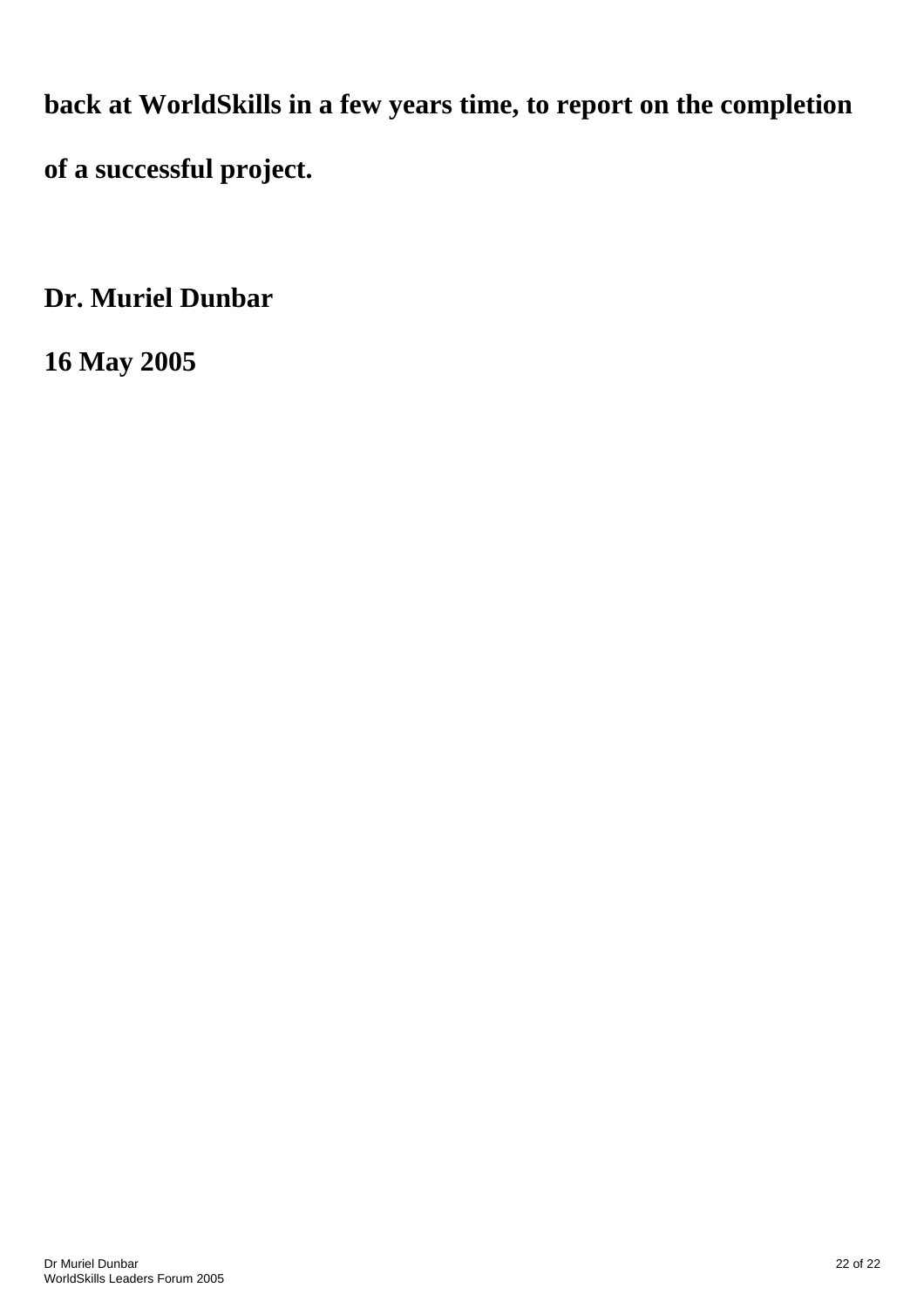**back at WorldSkills in a few years time, to report on the completion of a successful project.**

**Dr. Muriel Dunbar**

**16 May 2005**